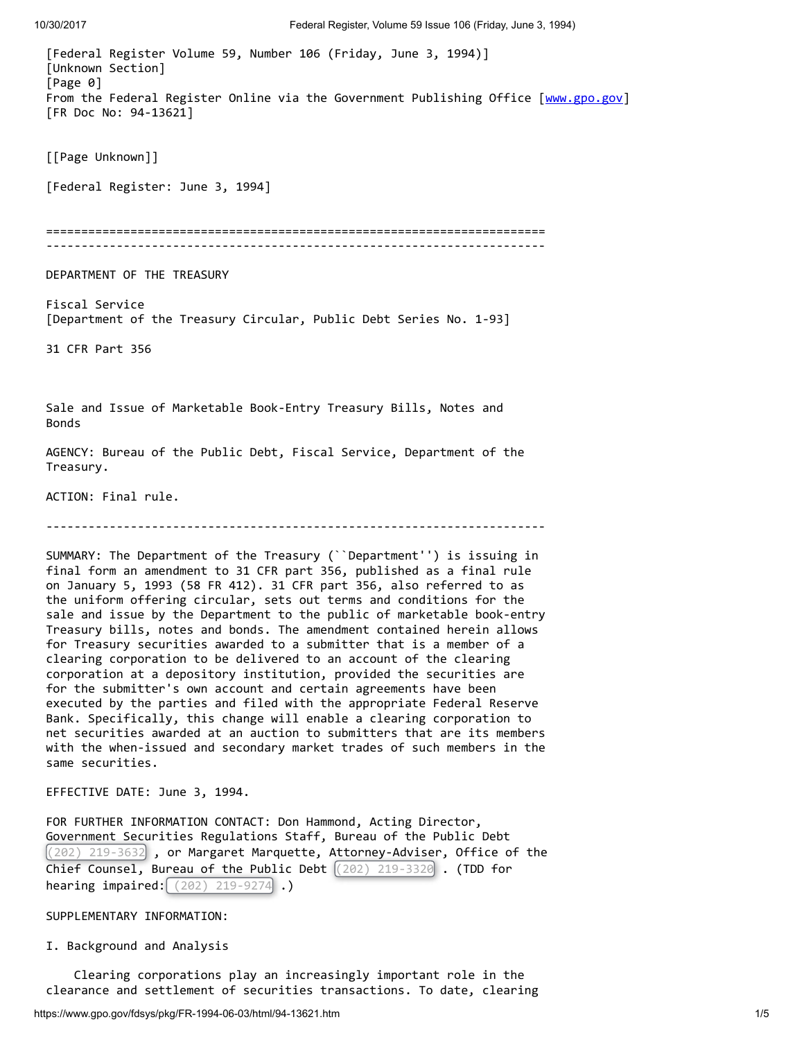[Federal Register Volume 59, Number 106 (Friday, June 3, 1994)]
[Unknown Section]
[Page 0]
From the Federal Register Online via the Government Publishing Office [www.gpo.gov]
[FR Doc No: 94-13621]

[[Page Unknown]]

[Federal Register: June 3, 1994]

---

DEPARTMENT OF THE TREASURY

Fiscal Service
[Department of the Treasury Circular, Public Debt Series No. 1-93]

31 CFR Part 356

## Sale and Issue of Marketable Book-Entry Treasury Bills, Notes and Bonds

AGENCY: Bureau of the Public Debt, Fiscal Service, Department of the Treasury.

ACTION: Final rule.

---

SUMMARY: The Department of the Treasury (``Department'') is issuing in final form an amendment to 31 CFR part 356, published as a final rule on January 5, 1993 (58 FR 412). 31 CFR part 356, also referred to as the uniform offering circular, sets out terms and conditions for the sale and issue by the Department to the public of marketable book-entry Treasury bills, notes and bonds. The amendment contained herein allows for Treasury securities awarded to a submitter that is a member of a clearing corporation to be delivered to an account of the clearing corporation at a depository institution, provided the securities are for the submitter's own account and certain agreements have been executed by the parties and filed with the appropriate Federal Reserve Bank. Specifically, this change will enable a clearing corporation to net securities awarded at an auction to submitters that are its members with the when-issued and secondary market trades of such members in the same securities.

EFFECTIVE DATE: June 3, 1994.

FOR FURTHER INFORMATION CONTACT: Don Hammond, Acting Director, Government Securities Regulations Staff, Bureau of the Public Debt (202) 219-3632 , or Margaret Marquette, Attorney-Adviser, Office of the Chief Counsel, Bureau of the Public Debt (202) 219-3320 . (TDD for hearing impaired: (202) 219-9274 .)

SUPPLEMENTARY INFORMATION:

### I. Background and Analysis

Clearing corporations play an increasingly important role in the clearance and settlement of securities transactions. To date, clearing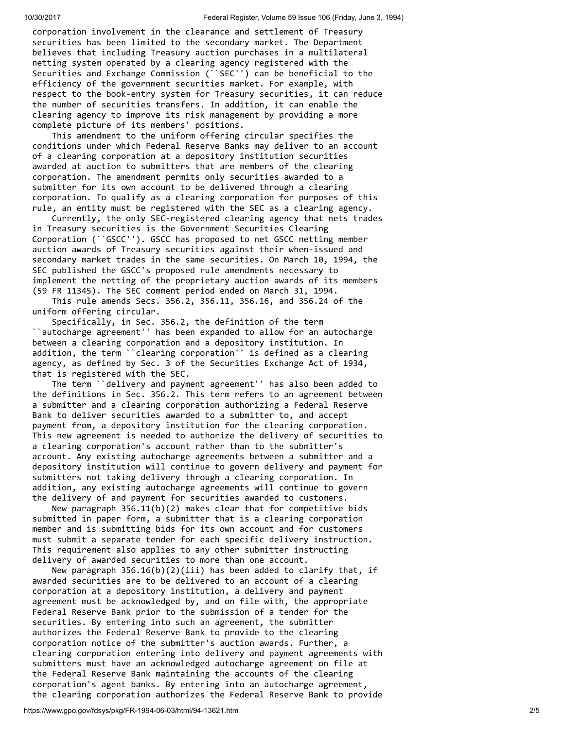corporation involvement in the clearance and settlement of Treasury securities has been limited to the secondary market. The Department believes that including Treasury auction purchases in a multilateral netting system operated by a clearing agency registered with the Securities and Exchange Commission (``SEC'') can be beneficial to the efficiency of the government securities market. For example, with respect to the book-entry system for Treasury securities, it can reduce the number of securities transfers. In addition, it can enable the clearing agency to improve its risk management by providing a more complete picture of its members' positions.

This amendment to the uniform offering circular specifies the conditions under which Federal Reserve Banks may deliver to an account of a clearing corporation at a depository institution securities awarded at auction to submitters that are members of the clearing corporation. The amendment permits only securities awarded to a submitter for its own account to be delivered through a clearing corporation. To qualify as a clearing corporation for purposes of this rule, an entity must be registered with the SEC as a clearing agency.

Currently, the only SEC-registered clearing agency that nets trades in Treasury securities is the Government Securities Clearing Corporation (``GSCC''). GSCC has proposed to net GSCC netting member auction awards of Treasury securities against their when-issued and secondary market trades in the same securities. On March 10, 1994, the SEC published the GSCC's proposed rule amendments necessary to implement the netting of the proprietary auction awards of its members (59 FR 11345). The SEC comment period ended on March 31, 1994.

This rule amends Secs. 356.2, 356.11, 356.16, and 356.24 of the uniform offering circular.

Specifically, in Sec. 356.2, the definition of the term ``autocharge agreement'' has been expanded to allow for an autocharge between a clearing corporation and a depository institution. In addition, the term ``clearing corporation'' is defined as a clearing agency, as defined by Sec. 3 of the Securities Exchange Act of 1934, that is registered with the SEC.

The term ``delivery and payment agreement'' has also been added to the definitions in Sec. 356.2. This term refers to an agreement between a submitter and a clearing corporation authorizing a Federal Reserve Bank to deliver securities awarded to a submitter to, and accept payment from, a depository institution for the clearing corporation. This new agreement is needed to authorize the delivery of securities to a clearing corporation's account rather than to the submitter's account. Any existing autocharge agreements between a submitter and a depository institution will continue to govern delivery and payment for submitters not taking delivery through a clearing corporation. In addition, any existing autocharge agreements will continue to govern the delivery of and payment for securities awarded to customers.

New paragraph 356.11(b)(2) makes clear that for competitive bids submitted in paper form, a submitter that is a clearing corporation member and is submitting bids for its own account and for customers must submit a separate tender for each specific delivery instruction. This requirement also applies to any other submitter instructing delivery of awarded securities to more than one account.

New paragraph 356.16(b)(2)(iii) has been added to clarify that, if awarded securities are to be delivered to an account of a clearing corporation at a depository institution, a delivery and payment agreement must be acknowledged by, and on file with, the appropriate Federal Reserve Bank prior to the submission of a tender for the securities. By entering into such an agreement, the submitter authorizes the Federal Reserve Bank to provide to the clearing corporation notice of the submitter's auction awards. Further, a clearing corporation entering into delivery and payment agreements with submitters must have an acknowledged autocharge agreement on file at the Federal Reserve Bank maintaining the accounts of the clearing corporation's agent banks. By entering into an autocharge agreement, the clearing corporation authorizes the Federal Reserve Bank to provide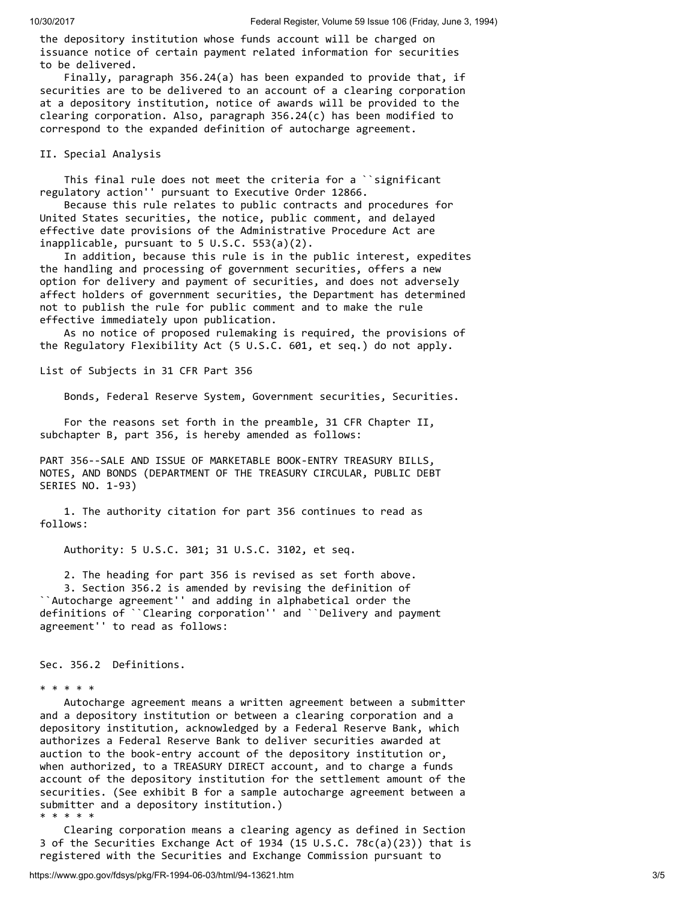the depository institution whose funds account will be charged on issuance notice of certain payment related information for securities to be delivered.

Finally, paragraph 356.24(a) has been expanded to provide that, if securities are to be delivered to an account of a clearing corporation at a depository institution, notice of awards will be provided to the clearing corporation. Also, paragraph 356.24(c) has been modified to correspond to the expanded definition of autocharge agreement.

## II. Special Analysis

This final rule does not meet the criteria for a ``significant regulatory action'' pursuant to Executive Order 12866.

Because this rule relates to public contracts and procedures for United States securities, the notice, public comment, and delayed effective date provisions of the Administrative Procedure Act are inapplicable, pursuant to 5 U.S.C. 553(a)(2).

In addition, because this rule is in the public interest, expedites the handling and processing of government securities, offers a new option for delivery and payment of securities, and does not adversely affect holders of government securities, the Department has determined not to publish the rule for public comment and to make the rule effective immediately upon publication.

As no notice of proposed rulemaking is required, the provisions of the Regulatory Flexibility Act (5 U.S.C. 601, et seq.) do not apply.

## List of Subjects in 31 CFR Part 356

Bonds, Federal Reserve System, Government securities, Securities.

For the reasons set forth in the preamble, 31 CFR Chapter II, subchapter B, part 356, is hereby amended as follows:

## PART 356--SALE AND ISSUE OF MARKETABLE BOOK-ENTRY TREASURY BILLS, NOTES, AND BONDS (DEPARTMENT OF THE TREASURY CIRCULAR, PUBLIC DEBT SERIES NO. 1-93)

1. The authority citation for part 356 continues to read as follows:

Authority: 5 U.S.C. 301; 31 U.S.C. 3102, et seq.

2. The heading for part 356 is revised as set forth above.

3. Section 356.2 is amended by revising the definition of ``Autocharge agreement'' and adding in alphabetical order the definitions of ``Clearing corporation'' and ``Delivery and payment agreement'' to read as follows:

### Sec. 356.2 Definitions.

* * * * *

Autocharge agreement means a written agreement between a submitter and a depository institution or between a clearing corporation and a depository institution, acknowledged by a Federal Reserve Bank, which authorizes a Federal Reserve Bank to deliver securities awarded at auction to the book-entry account of the depository institution or, when authorized, to a TREASURY DIRECT account, and to charge a funds account of the depository institution for the settlement amount of the securities. (See exhibit B for a sample autocharge agreement between a submitter and a depository institution.)

* * * * *

Clearing corporation means a clearing agency as defined in Section 3 of the Securities Exchange Act of 1934 (15 U.S.C. 78c(a)(23)) that is registered with the Securities and Exchange Commission pursuant to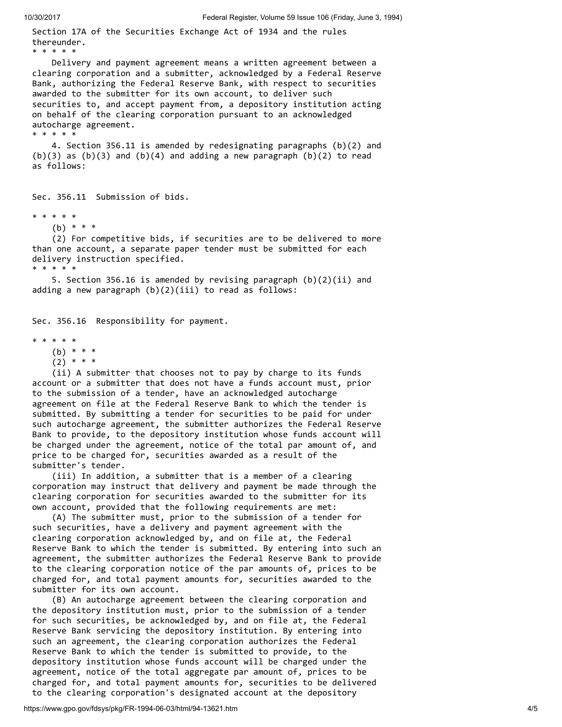Section 17A of the Securities Exchange Act of 1934 and the rules thereunder.

* * * * *

Delivery and payment agreement means a written agreement between a clearing corporation and a submitter, acknowledged by a Federal Reserve Bank, authorizing the Federal Reserve Bank, with respect to securities awarded to the submitter for its own account, to deliver such securities to, and accept payment from, a depository institution acting on behalf of the clearing corporation pursuant to an acknowledged autocharge agreement.

* * * * *

4. Section 356.11 is amended by redesignating paragraphs (b)(2) and (b)(3) as (b)(3) and (b)(4) and adding a new paragraph (b)(2) to read as follows:

Sec. 356.11 Submission of bids.

* * * * *

(b) * * *

(2) For competitive bids, if securities are to be delivered to more than one account, a separate paper tender must be submitted for each delivery instruction specified.

* * * * *

5. Section 356.16 is amended by revising paragraph (b)(2)(ii) and adding a new paragraph (b)(2)(iii) to read as follows:

Sec. 356.16 Responsibility for payment.

* * * * *

(b) * * *

(2) * * *

(ii) A submitter that chooses not to pay by charge to its funds account or a submitter that does not have a funds account must, prior to the submission of a tender, have an acknowledged autocharge agreement on file at the Federal Reserve Bank to which the tender is submitted. By submitting a tender for securities to be paid for under such autocharge agreement, the submitter authorizes the Federal Reserve Bank to provide, to the depository institution whose funds account will be charged under the agreement, notice of the total par amount of, and price to be charged for, securities awarded as a result of the submitter's tender.

(iii) In addition, a submitter that is a member of a clearing corporation may instruct that delivery and payment be made through the clearing corporation for securities awarded to the submitter for its own account, provided that the following requirements are met:

(A) The submitter must, prior to the submission of a tender for such securities, have a delivery and payment agreement with the clearing corporation acknowledged by, and on file at, the Federal Reserve Bank to which the tender is submitted. By entering into such an agreement, the submitter authorizes the Federal Reserve Bank to provide to the clearing corporation notice of the par amounts of, prices to be charged for, and total payment amounts for, securities awarded to the submitter for its own account.

(B) An autocharge agreement between the clearing corporation and the depository institution must, prior to the submission of a tender for such securities, be acknowledged by, and on file at, the Federal Reserve Bank servicing the depository institution. By entering into such an agreement, the clearing corporation authorizes the Federal Reserve Bank to which the tender is submitted to provide, to the depository institution whose funds account will be charged under the agreement, notice of the total aggregate par amount of, prices to be charged for, and total payment amounts for, securities to be delivered to the clearing corporation's designated account at the depository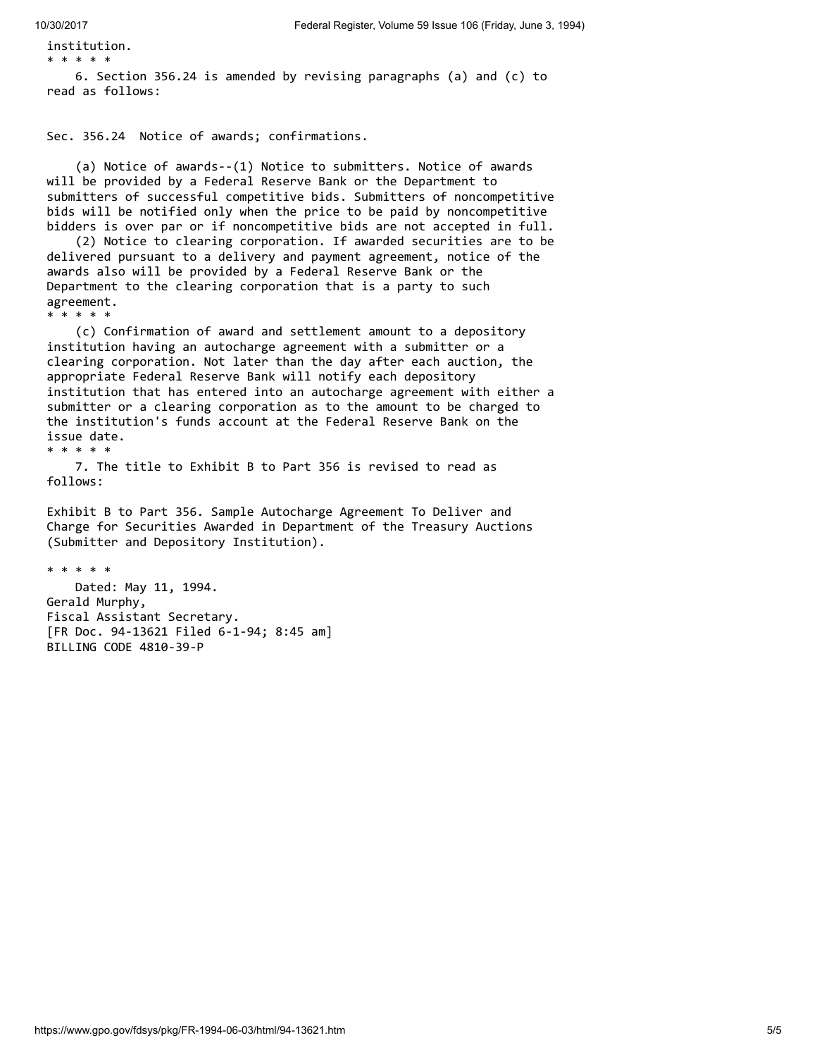institution.

* * * * *

6. Section 356.24 is amended by revising paragraphs (a) and (c) to read as follows:

Sec. 356.24 Notice of awards; confirmations.

(a) Notice of awards--(1) Notice to submitters. Notice of awards will be provided by a Federal Reserve Bank or the Department to submitters of successful competitive bids. Submitters of noncompetitive bids will be notified only when the price to be paid by noncompetitive bidders is over par or if noncompetitive bids are not accepted in full.

(2) Notice to clearing corporation. If awarded securities are to be delivered pursuant to a delivery and payment agreement, notice of the awards also will be provided by a Federal Reserve Bank or the Department to the clearing corporation that is a party to such agreement.

* * * * *

(c) Confirmation of award and settlement amount to a depository institution having an autocharge agreement with a submitter or a clearing corporation. Not later than the day after each auction, the appropriate Federal Reserve Bank will notify each depository institution that has entered into an autocharge agreement with either a submitter or a clearing corporation as to the amount to be charged to the institution's funds account at the Federal Reserve Bank on the issue date.

* * * * *

7. The title to Exhibit B to Part 356 is revised to read as follows:

Exhibit B to Part 356. Sample Autocharge Agreement To Deliver and Charge for Securities Awarded in Department of the Treasury Auctions (Submitter and Depository Institution).

* * * * *

Dated: May 11, 1994.

Gerald Murphy,

Fiscal Assistant Secretary.

[FR Doc. 94-13621 Filed 6-1-94; 8:45 am]

BILLING CODE 4810-39-P